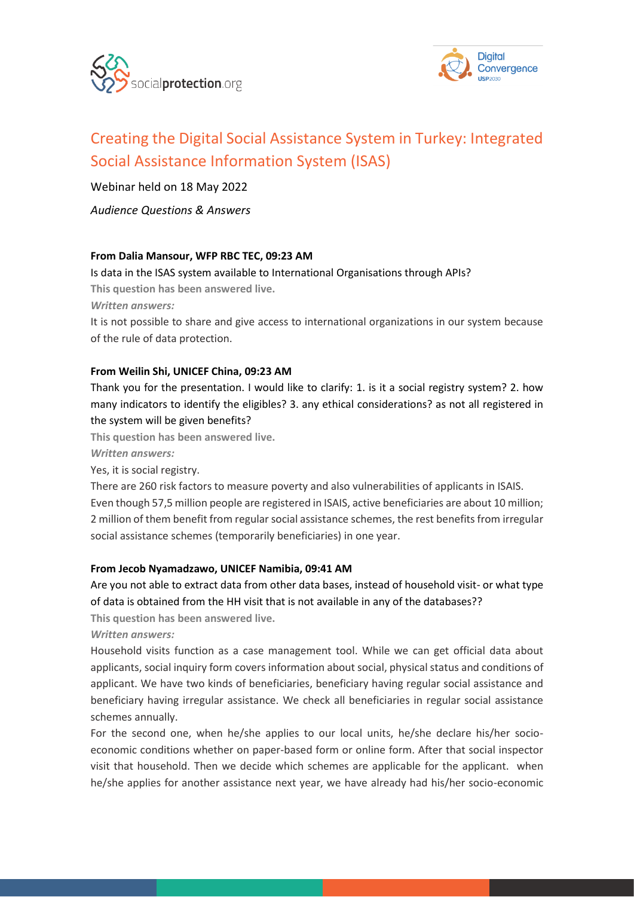# Creating the Digital Social Assistance System in Turkey: Integrated Social Assistance Information System (ISAS)

Webinar held on 18 May 2022

*Audience Questions & Answers*

**From Dalia Mansour, WFP RBC TEC, 09:23 AM**

Is data in the ISAS system available to International Organisations through APIs?

**This question has been answered live.**

***Written answers:***

It is not possible to share and give access to international organizations in our system because of the rule of data protection.

**From Weilin Shi, UNICEF China, 09:23 AM**

Thank you for the presentation. I would like to clarify: 1. is it a social registry system? 2. how many indicators to identify the eligibles? 3. any ethical considerations? as not all registered in the system will be given benefits?

**This question has been answered live.**

***Written answers:***

Yes, it is social registry.

There are 260 risk factors to measure poverty and also vulnerabilities of applicants in ISAIS.

Even though 57,5 million people are registered in ISAIS, active beneficiaries are about 10 million; 2 million of them benefit from regular social assistance schemes, the rest benefits from irregular social assistance schemes (temporarily beneficiaries) in one year.

**From Jecob Nyamadzawo, UNICEF Namibia, 09:41 AM**

Are you not able to extract data from other data bases, instead of household visit- or what type of data is obtained from the HH visit that is not available in any of the databases??

**This question has been answered live.**

***Written answers:***

Household visits function as a case management tool. While we can get official data about applicants, social inquiry form covers information about social, physical status and conditions of applicant. We have two kinds of beneficiaries, beneficiary having regular social assistance and beneficiary having irregular assistance. We check all beneficiaries in regular social assistance schemes annually.

For the second one, when he/she applies to our local units, he/she declare his/her socio-economic conditions whether on paper-based form or online form. After that social inspector visit that household. Then we decide which schemes are applicable for the applicant. when he/she applies for another assistance next year, we have already had his/her socio-economic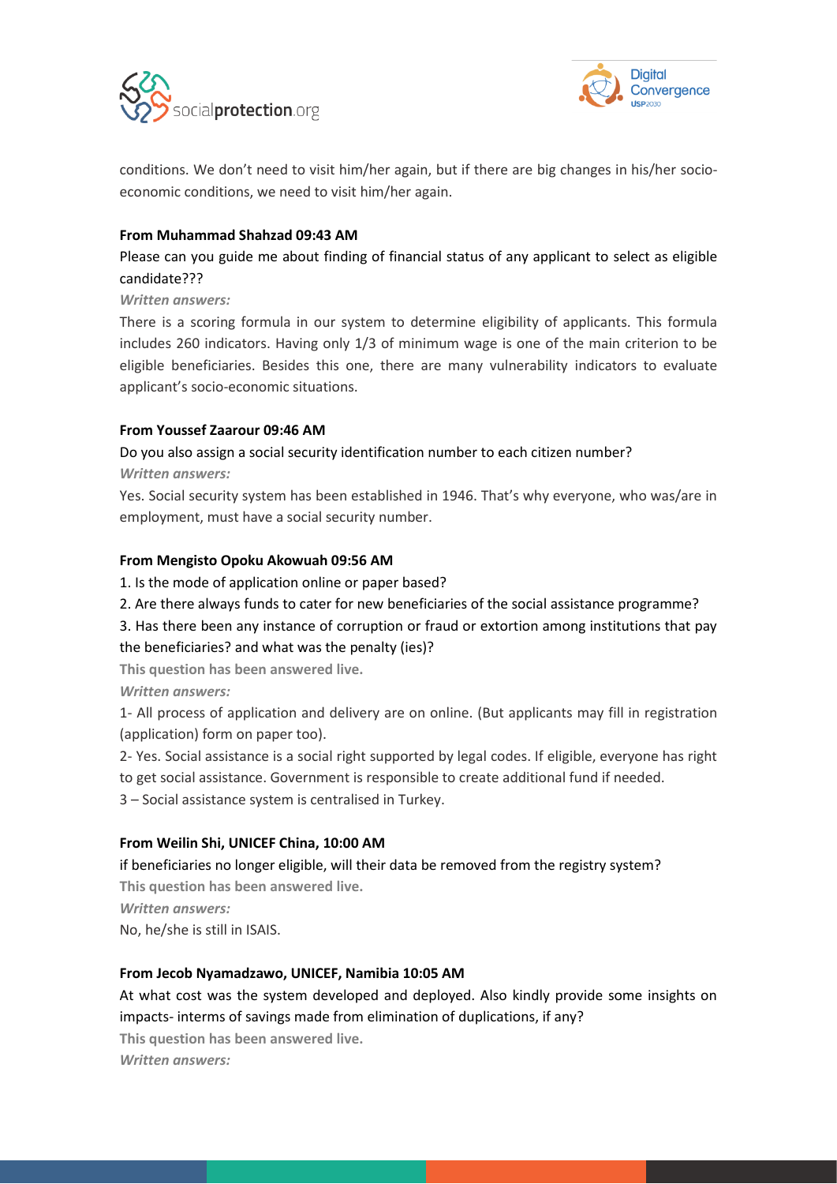conditions. We don't need to visit him/her again, but if there are big changes in his/her socio-economic conditions, we need to visit him/her again.

**From Muhammad Shahzad 09:43 AM**

Please can you guide me about finding of financial status of any applicant to select as eligible candidate???

***Written answers:***

There is a scoring formula in our system to determine eligibility of applicants. This formula includes 260 indicators. Having only 1/3 of minimum wage is one of the main criterion to be eligible beneficiaries. Besides this one, there are many vulnerability indicators to evaluate applicant's socio-economic situations.

**From Youssef Zaarour 09:46 AM**

Do you also assign a social security identification number to each citizen number?

***Written answers:***

Yes. Social security system has been established in 1946. That's why everyone, who was/are in employment, must have a social security number.

**From Mengisto Opoku Akowuah 09:56 AM**

1. Is the mode of application online or paper based?
2. Are there always funds to cater for new beneficiaries of the social assistance programme?
3. Has there been any instance of corruption or fraud or extortion among institutions that pay the beneficiaries? and what was the penalty (ies)?

**This question has been answered live.**

***Written answers:***

1- All process of application and delivery are on online. (But applicants may fill in registration (application) form on paper too).

2- Yes. Social assistance is a social right supported by legal codes. If eligible, everyone has right to get social assistance. Government is responsible to create additional fund if needed.

3 – Social assistance system is centralised in Turkey.

**From Weilin Shi, UNICEF China, 10:00 AM**

if beneficiaries no longer eligible, will their data be removed from the registry system?

**This question has been answered live.**

***Written answers:***

No, he/she is still in ISAIS.

**From Jecob Nyamadzawo, UNICEF, Namibia 10:05 AM**

At what cost was the system developed and deployed. Also kindly provide some insights on impacts- interms of savings made from elimination of duplications, if any?

**This question has been answered live.**

***Written answers:***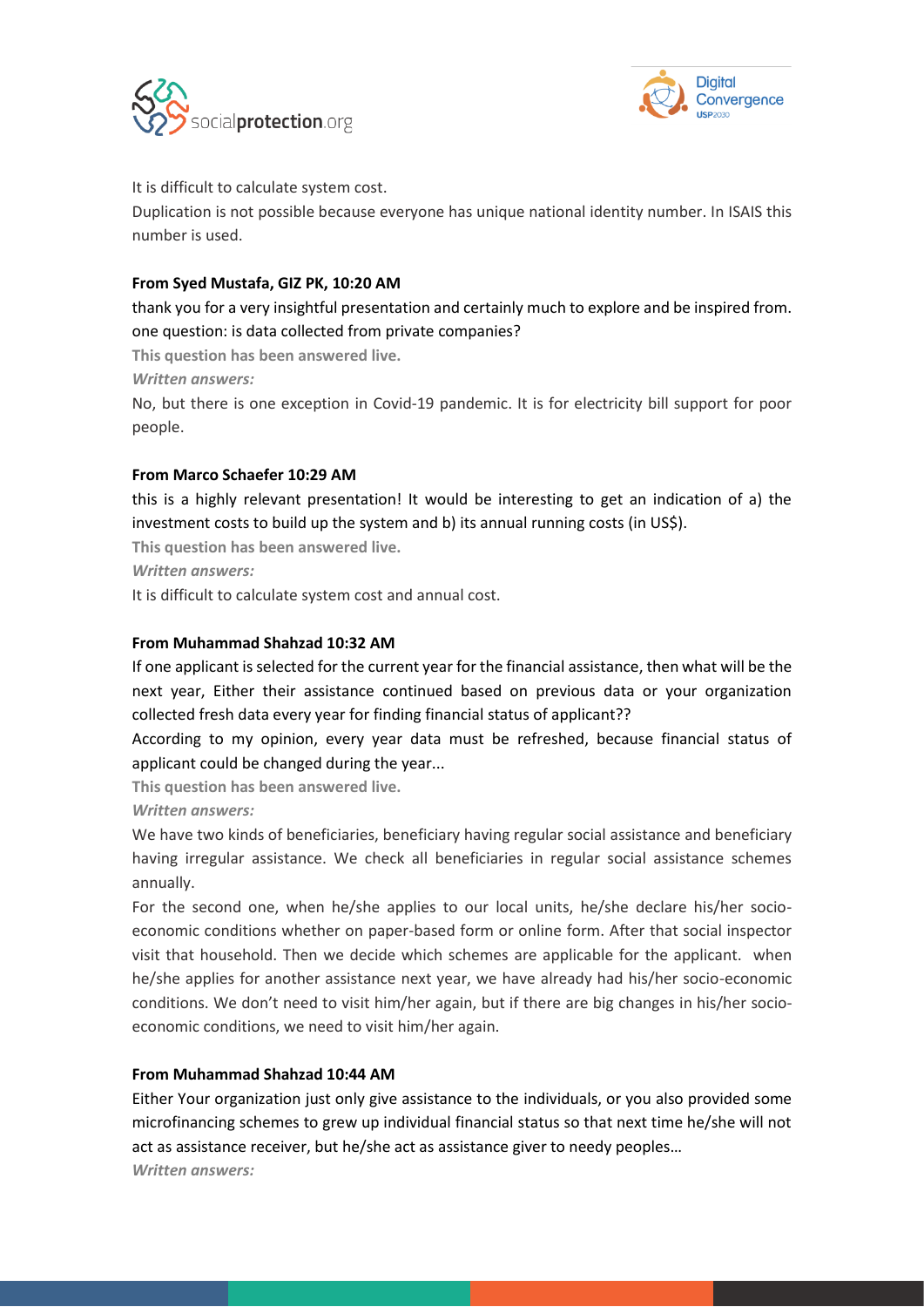It is difficult to calculate system cost.

Duplication is not possible because everyone has unique national identity number. In ISAIS this number is used.

**From Syed Mustafa, GIZ PK, 10:20 AM**

thank you for a very insightful presentation and certainly much to explore and be inspired from. one question: is data collected from private companies?

**This question has been answered live.**

***Written answers:***

No, but there is one exception in Covid-19 pandemic. It is for electricity bill support for poor people.

**From Marco Schaefer 10:29 AM**

this is a highly relevant presentation! It would be interesting to get an indication of a) the investment costs to build up the system and b) its annual running costs (in US$).

**This question has been answered live.**

***Written answers:***

It is difficult to calculate system cost and annual cost.

**From Muhammad Shahzad 10:32 AM**

If one applicant is selected for the current year for the financial assistance, then what will be the next year, Either their assistance continued based on previous data or your organization collected fresh data every year for finding financial status of applicant??

According to my opinion, every year data must be refreshed, because financial status of applicant could be changed during the year...

**This question has been answered live.**

***Written answers:***

We have two kinds of beneficiaries, beneficiary having regular social assistance and beneficiary having irregular assistance. We check all beneficiaries in regular social assistance schemes annually.

For the second one, when he/she applies to our local units, he/she declare his/her socio-economic conditions whether on paper-based form or online form. After that social inspector visit that household. Then we decide which schemes are applicable for the applicant. when he/she applies for another assistance next year, we have already had his/her socio-economic conditions. We don't need to visit him/her again, but if there are big changes in his/her socio-economic conditions, we need to visit him/her again.

**From Muhammad Shahzad 10:44 AM**

Either Your organization just only give assistance to the individuals, or you also provided some microfinancing schemes to grew up individual financial status so that next time he/she will not act as assistance receiver, but he/she act as assistance giver to needy peoples…

***Written answers:***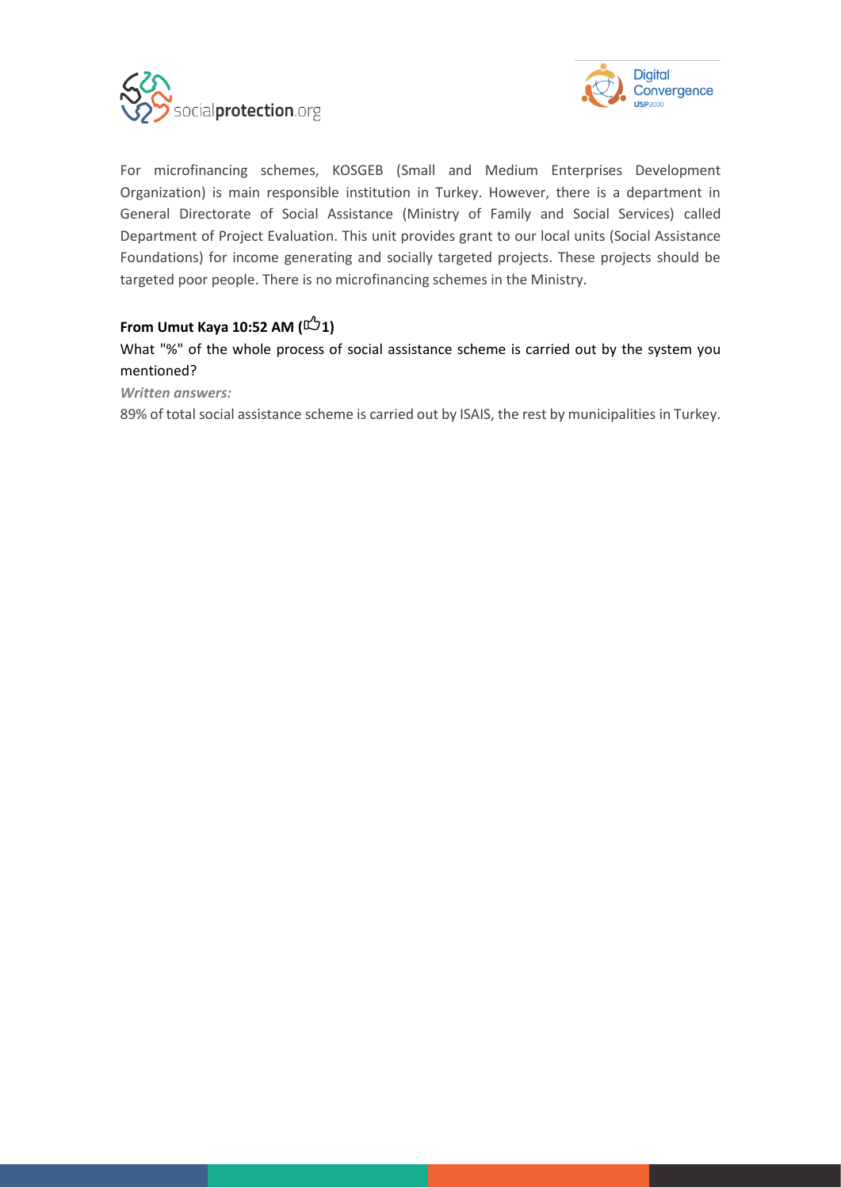For microfinancing schemes, KOSGEB (Small and Medium Enterprises Development Organization) is main responsible institution in Turkey. However, there is a department in General Directorate of Social Assistance (Ministry of Family and Social Services) called Department of Project Evaluation. This unit provides grant to our local units (Social Assistance Foundations) for income generating and socially targeted projects. These projects should be targeted poor people. There is no microfinancing schemes in the Ministry.

**From Umut Kaya 10:52 AM (👍1)**

What "%" of the whole process of social assistance scheme is carried out by the system you mentioned?

***Written answers:***

89% of total social assistance scheme is carried out by ISAIS, the rest by municipalities in Turkey.